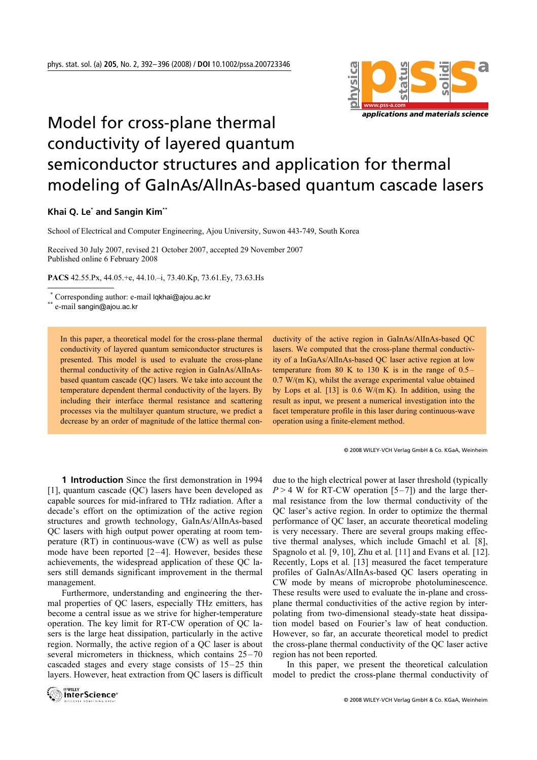# Model for cross-plane thermal conductivity of layered quantum semiconductor structures and application for thermal modeling of GaInAs/AlInAs-based quantum cascade lasers

**Khai Q. Le*** **and Sangin Kim****

School of Electrical and Computer Engineering, Ajou University, Suwon 443-749, South Korea

Received 30 July 2007, revised 21 October 2007, accepted 29 November 2007
Published online 6 February 2008

**PACS** 42.55.Px, 44.05.+e, 44.10.–i, 73.40.Kp, 73.61.Ey, 73.63.Hs

\* Corresponding author: e-mail lqkhai@ajou.ac.kr
\*\* e-mail sangin@ajou.ac.kr

In this paper, a theoretical model for the cross-plane thermal conductivity of layered quantum semiconductor structures is presented. This model is used to evaluate the cross-plane thermal conductivity of the active region in GaInAs/AlInAs-based quantum cascade (QC) lasers. We take into account the temperature dependent thermal conductivity of the layers. By including their interface thermal resistance and scattering processes via the multilayer quantum structure, we predict a decrease by an order of magnitude of the lattice thermal conductivity of the active region in GaInAs/AlInAs-based QC lasers. We computed that the cross-plane thermal conductivity of a InGaAs/AlInAs-based QC laser active region at low temperature from 80 K to 130 K is in the range of 0.5–0.7 W/(m K), whilst the average experimental value obtained by Lops et al. [13] is 0.6 W/(m K). In addition, using the result as input, we present a numerical investigation into the facet temperature profile in this laser during continuous-wave operation using a finite-element method.

© 2008 WILEY-VCH Verlag GmbH & Co. KGaA, Weinheim

**1 Introduction** Since the first demonstration in 1994 [1], quantum cascade (QC) lasers have been developed as capable sources for mid-infrared to THz radiation. After a decade's effort on the optimization of the active region structures and growth technology, GaInAs/AlInAs-based QC lasers with high output power operating at room temperature (RT) in continuous-wave (CW) as well as pulse mode have been reported [2–4]. However, besides these achievements, the widespread application of these QC lasers still demands significant improvement in the thermal management.

Furthermore, understanding and engineering the thermal properties of QC lasers, especially THz emitters, has become a central issue as we strive for higher-temperature operation. The key limit for RT-CW operation of QC lasers is the large heat dissipation, particularly in the active region. Normally, the active region of a QC laser is about several micrometers in thickness, which contains 25–70 cascaded stages and every stage consists of 15–25 thin layers. However, heat extraction from QC lasers is difficult due to the high electrical power at laser threshold (typically $P > 4$ W for RT-CW operation [5–7]) and the large thermal resistance from the low thermal conductivity of the QC laser's active region. In order to optimize the thermal performance of QC laser, an accurate theoretical modeling is very necessary. There are several groups making effective thermal analyses, which include Gmachl et al. [8], Spagnolo et al. [9, 10], Zhu et al. [11] and Evans et al. [12]. Recently, Lops et al. [13] measured the facet temperature profiles of GaInAs/AlInAs-based QC lasers operating in CW mode by means of microprobe photoluminescence. These results were used to evaluate the in-plane and cross-plane thermal conductivities of the active region by interpolating from two-dimensional steady-state heat dissipation model based on Fourier's law of heat conduction. However, so far, an accurate theoretical model to predict the cross-plane thermal conductivity of the QC laser active region has not been reported.

In this paper, we present the theoretical calculation model to predict the cross-plane thermal conductivity of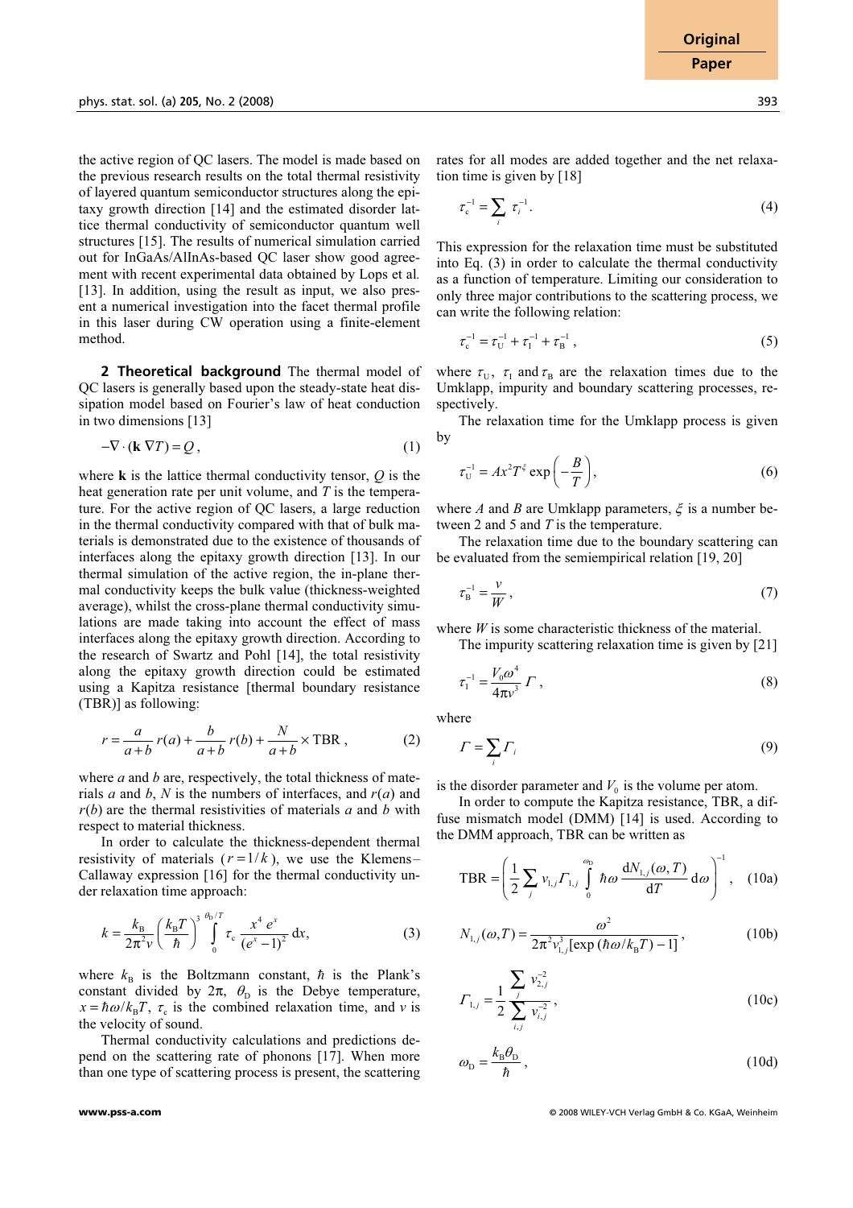the active region of QC lasers. The model is made based on the previous research results on the total thermal resistivity of layered quantum semiconductor structures along the epitaxy growth direction [14] and the estimated disorder lattice thermal conductivity of semiconductor quantum well structures [15]. The results of numerical simulation carried out for InGaAs/AlInAs-based QC laser show good agreement with recent experimental data obtained by Lops et al. [13]. In addition, using the result as input, we also present a numerical investigation into the facet thermal profile in this laser during CW operation using a finite-element method.

## 2 Theoretical background

The thermal model of QC lasers is generally based upon the steady-state heat dissipation model based on Fourier's law of heat conduction in two dimensions [13]

$$-\nabla \cdot (\mathbf{k}\, \nabla T) = Q\,, \tag{1}$$

where $\mathbf{k}$ is the lattice thermal conductivity tensor, $Q$ is the heat generation rate per unit volume, and $T$ is the temperature. For the active region of QC lasers, a large reduction in the thermal conductivity compared with that of bulk materials is demonstrated due to the existence of thousands of interfaces along the epitaxy growth direction [13]. In our thermal simulation of the active region, the in-plane thermal conductivity keeps the bulk value (thickness-weighted average), whilst the cross-plane thermal conductivity simulations are made taking into account the effect of mass interfaces along the epitaxy growth direction. According to the research of Swartz and Pohl [14], the total resistivity along the epitaxy growth direction could be estimated using a Kapitza resistance [thermal boundary resistance (TBR)] as following:

$$r = \frac{a}{a+b}\, r(a) + \frac{b}{a+b}\, r(b) + \frac{N}{a+b} \times \text{TBR}\,, \tag{2}$$

where $a$ and $b$ are, respectively, the total thickness of materials $a$ and $b$, $N$ is the numbers of interfaces, and $r(a)$ and $r(b)$ are the thermal resistivities of materials $a$ and $b$ with respect to material thickness.

In order to calculate the thickness-dependent thermal resistivity of materials ($r = 1/k$), we use the Klemens–Callaway expression [16] for the thermal conductivity under relaxation time approach:

$$k = \frac{k_{\text{B}}}{2\pi^2 v} \left(\frac{k_{\text{B}} T}{\hbar}\right)^3 \int_0^{\theta_{\text{D}}/T} \tau_{\text{c}} \frac{x^4\, e^x}{(e^x - 1)^2}\, \mathrm{d}x, \tag{3}$$

where $k_{\text{B}}$ is the Boltzmann constant, $\hbar$ is the Plank's constant divided by $2\pi$, $\theta_{\text{D}}$ is the Debye temperature, $x = \hbar\omega/k_{\text{B}}T$, $\tau_{\text{c}}$ is the combined relaxation time, and $v$ is the velocity of sound.

Thermal conductivity calculations and predictions depend on the scattering rate of phonons [17]. When more than one type of scattering process is present, the scattering rates for all modes are added together and the net relaxation time is given by [18]

$$\tau_{\text{c}}^{-1} = \sum_i \tau_i^{-1}\,. \tag{4}$$

This expression for the relaxation time must be substituted into Eq. (3) in order to calculate the thermal conductivity as a function of temperature. Limiting our consideration to only three major contributions to the scattering process, we can write the following relation:

$$\tau_{\text{c}}^{-1} = \tau_{\text{U}}^{-1} + \tau_{\text{I}}^{-1} + \tau_{\text{B}}^{-1}\,, \tag{5}$$

where $\tau_{\text{U}}$, $\tau_{\text{I}}$ and $\tau_{\text{B}}$ are the relaxation times due to the Umklapp, impurity and boundary scattering processes, respectively.

The relaxation time for the Umklapp process is given by

$$\tau_{\text{U}}^{-1} = A x^2 T^{\xi} \exp\left(-\frac{B}{T}\right), \tag{6}$$

where $A$ and $B$ are Umklapp parameters, $\xi$ is a number between 2 and 5 and $T$ is the temperature.

The relaxation time due to the boundary scattering can be evaluated from the semiempirical relation [19, 20]

$$\tau_{\text{B}}^{-1} = \frac{v}{W}\,, \tag{7}$$

where $W$ is some characteristic thickness of the material.

The impurity scattering relaxation time is given by [21]

$$\tau_{\text{I}}^{-1} = \frac{V_0 \omega^4}{4\pi v^3}\, \Gamma\,, \tag{8}$$

where

$$\Gamma = \sum_i \Gamma_i \tag{9}$$

is the disorder parameter and $V_0$ is the volume per atom.

In order to compute the Kapitza resistance, TBR, a diffuse mismatch model (DMM) [14] is used. According to the DMM approach, TBR can be written as

$$\text{TBR} = \left(\frac{1}{2} \sum_j v_{1,j} \Gamma_{1,j} \int_0^{\omega_{\text{D}}} \hbar\omega \frac{\mathrm{d}N_{1,j}(\omega, T)}{\mathrm{d}T}\, \mathrm{d}\omega\right)^{-1}, \tag{10a}$$

$$N_{1,j}(\omega, T) = \frac{\omega^2}{2\pi^2 v_{1,j}^3 [\exp(\hbar\omega/k_{\text{B}}T) - 1]}\,, \tag{10b}$$

$$\Gamma_{1,j} = \frac{1}{2} \frac{\sum_j v_{2,j}^{-2}}{\sum_{i,j} v_{i,j}^{-2}}\,, \tag{10c}$$

$$\omega_{\text{D}} = \frac{k_{\text{B}} \theta_{\text{D}}}{\hbar}\,, \tag{10d}$$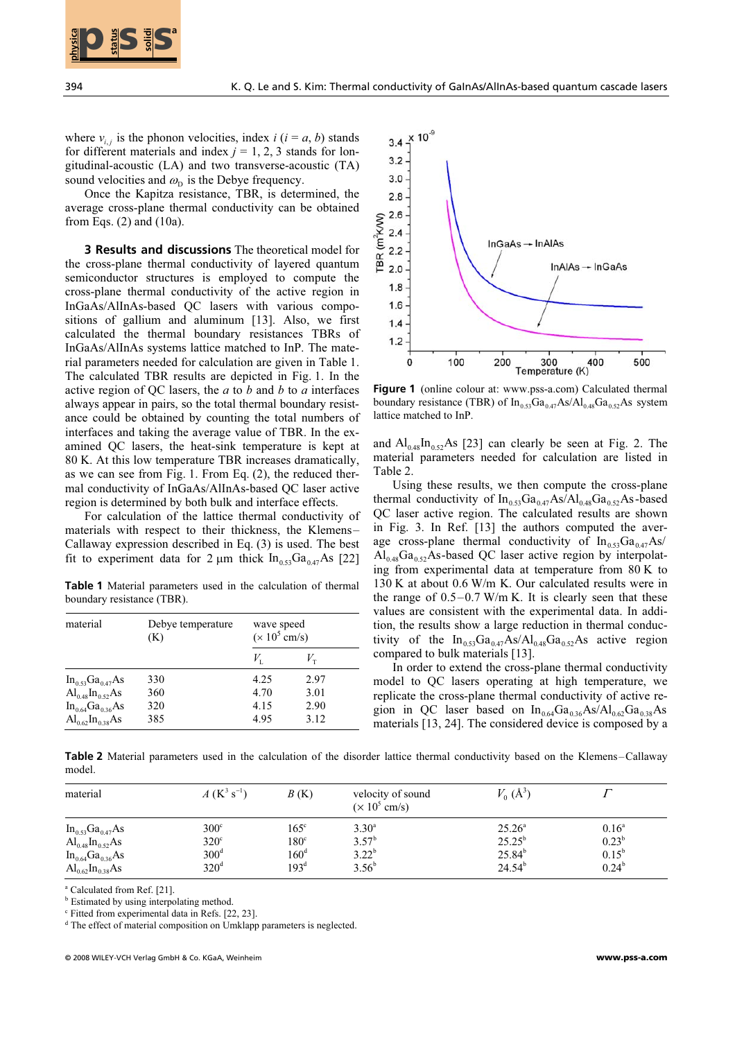where $v_{i,j}$ is the phonon velocities, index $i$ ($i = a, b$) stands for different materials and index $j = 1, 2, 3$ stands for longitudinal-acoustic (LA) and two transverse-acoustic (TA) sound velocities and $\omega_D$ is the Debye frequency.

Once the Kapitza resistance, TBR, is determined, the average cross-plane thermal conductivity can be obtained from Eqs. (2) and (10a).

**3 Results and discussions** The theoretical model for the cross-plane thermal conductivity of layered quantum semiconductor structures is employed to compute the cross-plane thermal conductivity of the active region in InGaAs/AlInAs-based QC lasers with various compositions of gallium and aluminum [13]. Also, we first calculated the thermal boundary resistances TBRs of InGaAs/AlInAs systems lattice matched to InP. The material parameters needed for calculation are given in Table 1. The calculated TBR results are depicted in Fig. 1. In the active region of QC lasers, the *a* to *b* and *b* to *a* interfaces always appear in pairs, so the total thermal boundary resistance could be obtained by counting the total numbers of interfaces and taking the average value of TBR. In the examined QC lasers, the heat-sink temperature is kept at 80 K. At this low temperature TBR increases dramatically, as we can see from Fig. 1. From Eq. (2), the reduced thermal conductivity of InGaAs/AlInAs-based QC laser active region is determined by both bulk and interface effects.

For calculation of the lattice thermal conductivity of materials with respect to their thickness, the Klemens–Callaway expression described in Eq. (3) is used. The best fit to experiment data for 2 µm thick $In_{0.53}Ga_{0.47}As$ [22]

**Table 1** Material parameters used in the calculation of thermal boundary resistance (TBR).

| material | Debye temperature (K) | wave speed ($\times 10^5$ cm/s) | |
|---|---|---|---|
| | | $V_L$ | $V_T$ |
| $In_{0.53}Ga_{0.47}As$ | 330 | 4.25 | 2.97 |
| $Al_{0.48}In_{0.52}As$ | 360 | 4.70 | 3.01 |
| $In_{0.64}Ga_{0.36}As$ | 320 | 4.15 | 2.90 |
| $Al_{0.62}In_{0.38}As$ | 385 | 4.95 | 3.12 |

**Figure 1** (online colour at: www.pss-a.com) Calculated thermal boundary resistance (TBR) of $In_{0.53}Ga_{0.47}As/Al_{0.48}Ga_{0.52}As$ system lattice matched to InP.

and $Al_{0.48}In_{0.52}As$ [23] can clearly be seen at Fig. 2. The material parameters needed for calculation are listed in Table 2.

Using these results, we then compute the cross-plane thermal conductivity of $In_{0.53}Ga_{0.47}As/Al_{0.48}Ga_{0.52}As$-based QC laser active region. The calculated results are shown in Fig. 3. In Ref. [13] the authors computed the average cross-plane thermal conductivity of $In_{0.53}Ga_{0.47}As/Al_{0.48}Ga_{0.52}As$-based QC laser active region by interpolating from experimental data at temperature from 80 K to 130 K at about 0.6 W/m K. Our calculated results were in the range of 0.5–0.7 W/m K. It is clearly seen that these values are consistent with the experimental data. In addition, the results show a large reduction in thermal conductivity of the $In_{0.53}Ga_{0.47}As/Al_{0.48}Ga_{0.52}As$ active region compared to bulk materials [13].

In order to extend the cross-plane thermal conductivity model to QC lasers operating at high temperature, we replicate the cross-plane thermal conductivity of active region in QC laser based on $In_{0.64}Ga_{0.36}As/Al_{0.62}Ga_{0.38}As$ materials [13, 24]. The considered device is composed by a

**Table 2** Material parameters used in the calculation of the disorder lattice thermal conductivity based on the Klemens–Callaway model.

| material | $A$ ($K^3$ $s^{-1}$) | $B$ (K) | velocity of sound ($\times 10^5$ cm/s) | $V_0$ (Å$^3$) | $\Gamma$ |
|---|---|---|---|---|---|
| $In_{0.53}Ga_{0.47}As$ | 300[c] | 165[c] | 3.30[a] | 25.26[a] | 0.16[a] |
| $Al_{0.48}In_{0.52}As$ | 320[c] | 180[c] | 3.57[b] | 25.25[b] | 0.23[b] |
| $In_{0.64}Ga_{0.36}As$ | 300[d] | 160[d] | 3.22[b] | 25.84[b] | 0.15[b] |
| $Al_{0.62}In_{0.38}As$ | 320[d] | 193[d] | 3.56[b] | 24.54[b] | 0.24[b] |

[a] Calculated from Ref. [21].
[b] Estimated by using interpolating method.
[c] Fitted from experimental data in Refs. [22, 23].
[d] The effect of material composition on Umklapp parameters is neglected.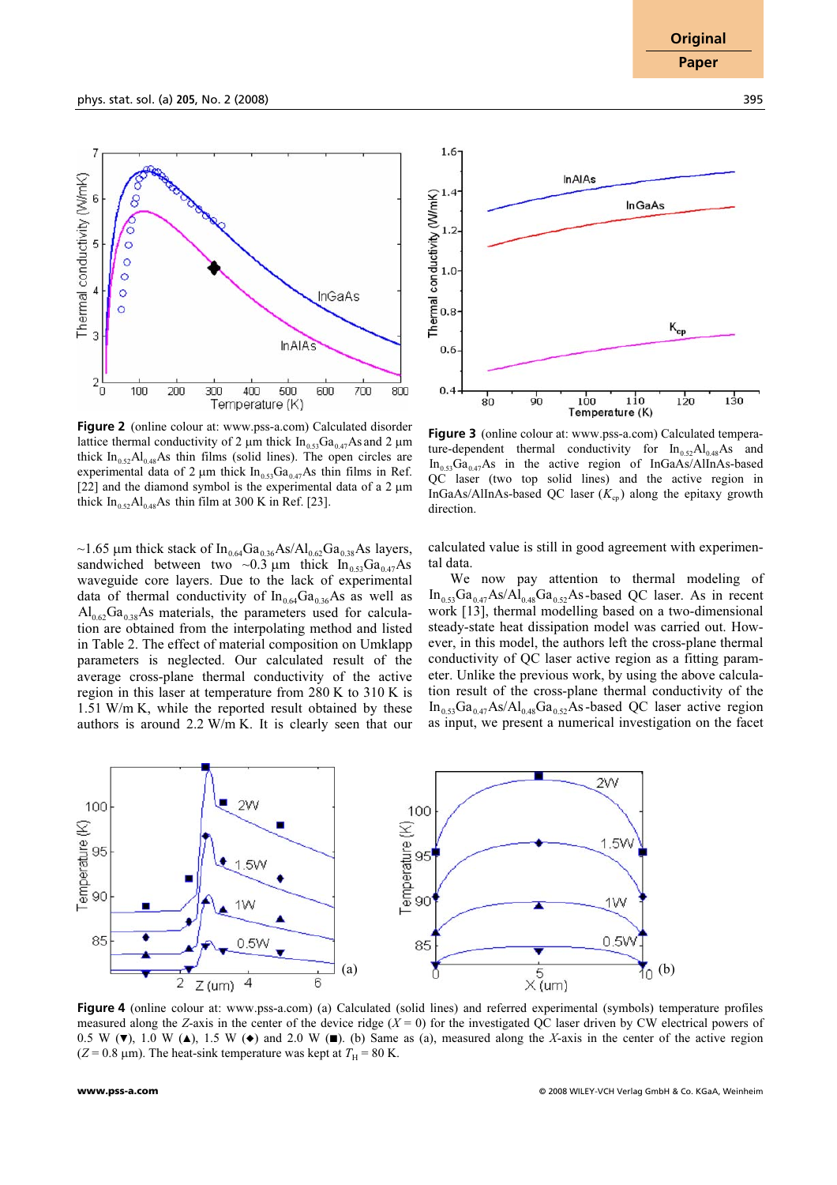**Figure 2** (online colour at: www.pss-a.com) Calculated disorder lattice thermal conductivity of 2 µm thick $In_{0.53}Ga_{0.47}As$ and 2 µm thick $In_{0.52}Al_{0.48}As$ thin films (solid lines). The open circles are experimental data of 2 µm thick $In_{0.53}Ga_{0.47}As$ thin films in Ref. [22] and the diamond symbol is the experimental data of a 2 µm thick $In_{0.52}Al_{0.48}As$ thin film at 300 K in Ref. [23].

**Figure 3** (online colour at: www.pss-a.com) Calculated temperature-dependent thermal conductivity for $In_{0.52}Al_{0.48}As$ and $In_{0.53}Ga_{0.47}As$ in the active region of InGaAs/AlInAs-based QC laser (two top solid lines) and the active region in InGaAs/AlInAs-based QC laser ($K_{cp}$) along the epitaxy growth direction.

~1.65 µm thick stack of $In_{0.64}Ga_{0.36}As/Al_{0.62}Ga_{0.38}As$ layers, sandwiched between two ~0.3 µm thick $In_{0.53}Ga_{0.47}As$ waveguide core layers. Due to the lack of experimental data of thermal conductivity of $In_{0.64}Ga_{0.36}As$ as well as $Al_{0.62}Ga_{0.38}As$ materials, the parameters used for calculation are obtained from the interpolating method and listed in Table 2. The effect of material composition on Umklapp parameters is neglected. Our calculated result of the average cross-plane thermal conductivity of the active region in this laser at temperature from 280 K to 310 K is 1.51 W/m K, while the reported result obtained by these authors is around 2.2 W/m K. It is clearly seen that our calculated value is still in good agreement with experimental data.

We now pay attention to thermal modeling of $In_{0.53}Ga_{0.47}As/Al_{0.48}Ga_{0.52}As$-based QC laser. As in recent work [13], thermal modelling based on a two-dimensional steady-state heat dissipation model was carried out. However, in this model, the authors left the cross-plane thermal conductivity of QC laser active region as a fitting parameter. Unlike the previous work, by using the above calculation result of the cross-plane thermal conductivity of the $In_{0.53}Ga_{0.47}As/Al_{0.48}Ga_{0.52}As$-based QC laser active region as input, we present a numerical investigation on the facet

**Figure 4** (online colour at: www.pss-a.com) (a) Calculated (solid lines) and referred experimental (symbols) temperature profiles measured along the $Z$-axis in the center of the device ridge ($X = 0$) for the investigated QC laser driven by CW electrical powers of 0.5 W (▼), 1.0 W (▲), 1.5 W (◆) and 2.0 W (■). (b) Same as (a), measured along the $X$-axis in the center of the active region ($Z = 0.8$ µm). The heat-sink temperature was kept at $T_H = 80$ K.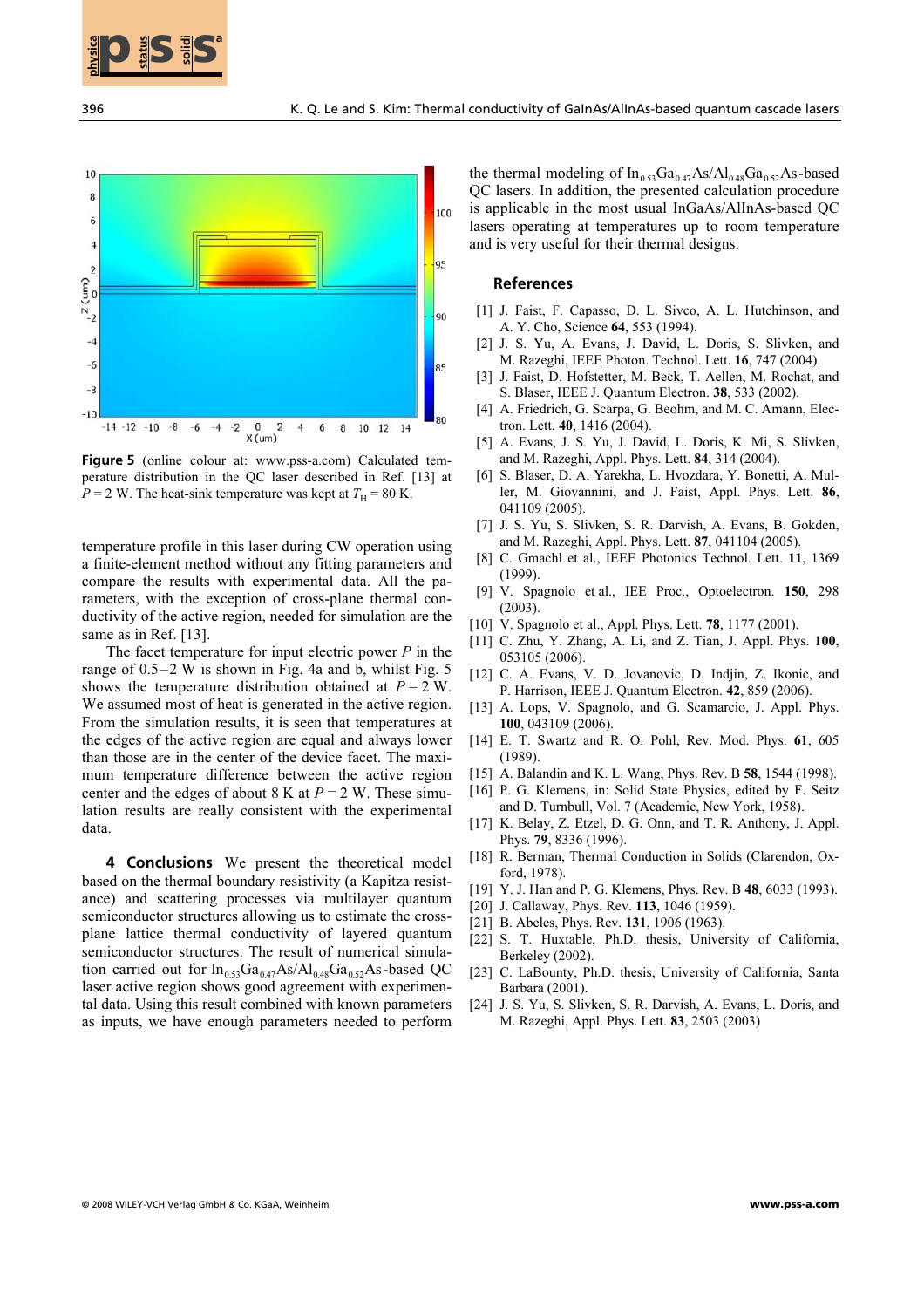10
8
6
4
2
0
-2
-4
-6
-8
-10

Z (um)

-14 -12 -10 -8 -6 -4 -2 0 2 4 6 8 10 12 14

X (um)

100
95
90
85
80

**Figure 5** (online colour at: www.pss-a.com) Calculated temperature distribution in the QC laser described in Ref. [13] at $P = 2$ W. The heat-sink temperature was kept at $T_H = 80$ K.

temperature profile in this laser during CW operation using a finite-element method without any fitting parameters and compare the results with experimental data. All the parameters, with the exception of cross-plane thermal conductivity of the active region, needed for simulation are the same as in Ref. [13].

The facet temperature for input electric power $P$ in the range of 0.5–2 W is shown in Fig. 4a and b, whilst Fig. 5 shows the temperature distribution obtained at $P = 2$ W. We assumed most of heat is generated in the active region. From the simulation results, it is seen that temperatures at the edges of the active region are equal and always lower than those are in the center of the device facet. The maximum temperature difference between the active region center and the edges of about 8 K at $P = 2$ W. These simulation results are really consistent with the experimental data.

## 4 Conclusions

We present the theoretical model based on the thermal boundary resistivity (a Kapitza resistance) and scattering processes via multilayer quantum semiconductor structures allowing us to estimate the cross-plane lattice thermal conductivity of layered quantum semiconductor structures. The result of numerical simulation carried out for $In_{0.53}Ga_{0.47}As/Al_{0.48}Ga_{0.52}As$-based QC laser active region shows good agreement with experimental data. Using this result combined with known parameters as inputs, we have enough parameters needed to perform the thermal modeling of $In_{0.53}Ga_{0.47}As/Al_{0.48}Ga_{0.52}As$-based QC lasers. In addition, the presented calculation procedure is applicable in the most usual InGaAs/AlInAs-based QC lasers operating at temperatures up to room temperature and is very useful for their thermal designs.

## References

[1] J. Faist, F. Capasso, D. L. Sivco, A. L. Hutchinson, and A. Y. Cho, Science **64**, 553 (1994).
[2] J. S. Yu, A. Evans, J. David, L. Doris, S. Slivken, and M. Razeghi, IEEE Photon. Technol. Lett. **16**, 747 (2004).
[3] J. Faist, D. Hofstetter, M. Beck, T. Aellen, M. Rochat, and S. Blaser, IEEE J. Quantum Electron. **38**, 533 (2002).
[4] A. Friedrich, G. Scarpa, G. Beohm, and M. C. Amann, Electron. Lett. **40**, 1416 (2004).
[5] A. Evans, J. S. Yu, J. David, L. Doris, K. Mi, S. Slivken, and M. Razeghi, Appl. Phys. Lett. **84**, 314 (2004).
[6] S. Blaser, D. A. Yarekha, L. Hvozdara, Y. Bonetti, A. Muller, M. Giovannini, and J. Faist, Appl. Phys. Lett. **86**, 041109 (2005).
[7] J. S. Yu, S. Slivken, S. R. Darvish, A. Evans, B. Gokden, and M. Razeghi, Appl. Phys. Lett. **87**, 041104 (2005).
[8] C. Gmachl et al., IEEE Photonics Technol. Lett. **11**, 1369 (1999).
[9] V. Spagnolo et al., IEE Proc., Optoelectron. **150**, 298 (2003).
[10] V. Spagnolo et al., Appl. Phys. Lett. **78**, 1177 (2001).
[11] C. Zhu, Y. Zhang, A. Li, and Z. Tian, J. Appl. Phys. **100**, 053105 (2006).
[12] C. A. Evans, V. D. Jovanovic, D. Indjin, Z. Ikonic, and P. Harrison, IEEE J. Quantum Electron. **42**, 859 (2006).
[13] A. Lops, V. Spagnolo, and G. Scamarcio, J. Appl. Phys. **100**, 043109 (2006).
[14] E. T. Swartz and R. O. Pohl, Rev. Mod. Phys. **61**, 605 (1989).
[15] A. Balandin and K. L. Wang, Phys. Rev. B **58**, 1544 (1998).
[16] P. G. Klemens, in: Solid State Physics, edited by F. Seitz and D. Turnbull, Vol. 7 (Academic, New York, 1958).
[17] K. Belay, Z. Etzel, D. G. Onn, and T. R. Anthony, J. Appl. Phys. **79**, 8336 (1996).
[18] R. Berman, Thermal Conduction in Solids (Clarendon, Oxford, 1978).
[19] Y. J. Han and P. G. Klemens, Phys. Rev. B **48**, 6033 (1993).
[20] J. Callaway, Phys. Rev. **113**, 1046 (1959).
[21] B. Abeles, Phys. Rev. **131**, 1906 (1963).
[22] S. T. Huxtable, Ph.D. thesis, University of California, Berkeley (2002).
[23] C. LaBounty, Ph.D. thesis, University of California, Santa Barbara (2001).
[24] J. S. Yu, S. Slivken, S. R. Darvish, A. Evans, L. Doris, and M. Razeghi, Appl. Phys. Lett. **83**, 2503 (2003)